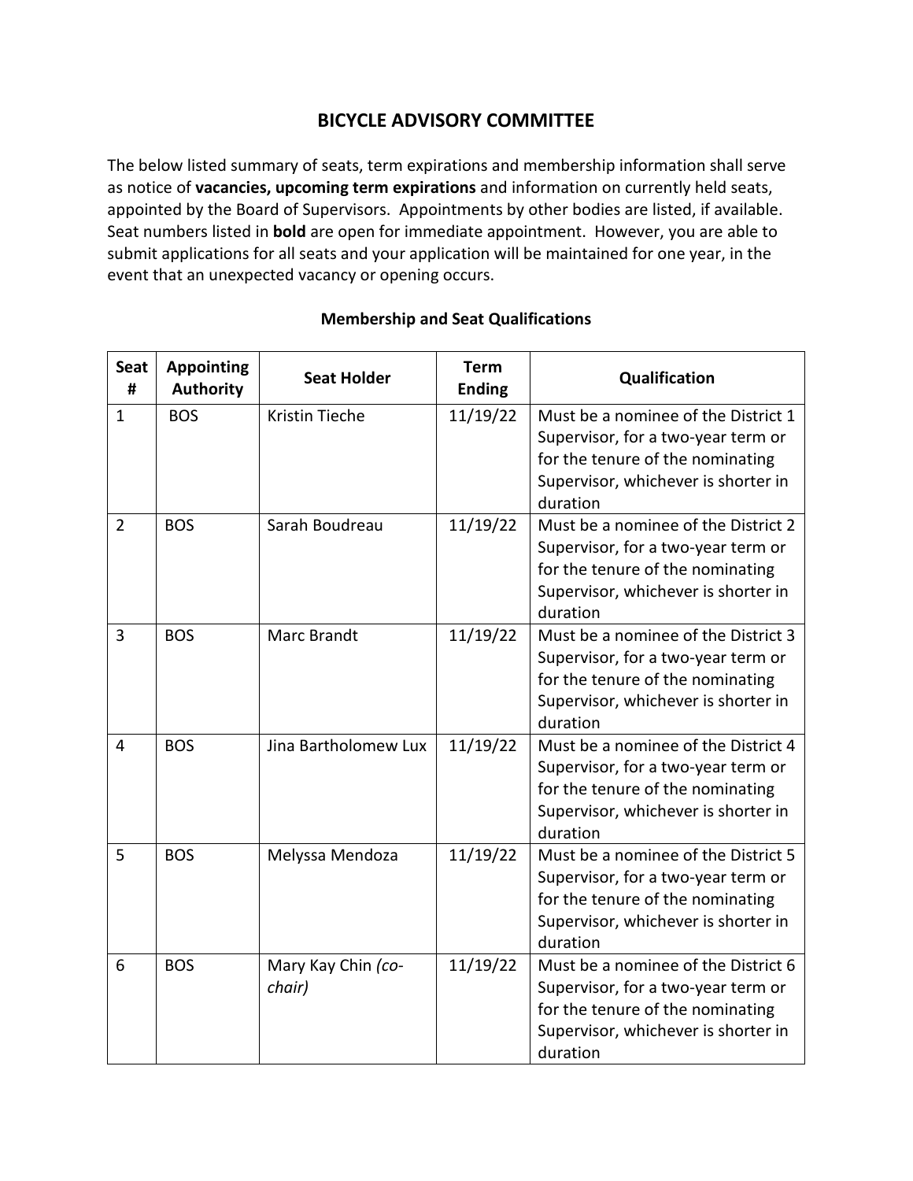# BICYCLE ADVISORY COMMITTEE

The below listed summary of seats, term expirations and membership information shall serve as notice of **vacancies, upcoming term expirations** and information on currently held seats, appointed by the Board of Supervisors. Appointments by other bodies are listed, if available. Seat numbers listed in **bold** are open for immediate appointment. However, you are able to submit applications for all seats and your application will be maintained for one year, in the event that an unexpected vacancy or opening occurs.

## Membership and Seat Qualifications

| Seat # | Appointing Authority | Seat Holder | Term Ending | Qualification |
|---|---|---|---|---|
| 1 | BOS | Kristin Tieche | 11/19/22 | Must be a nominee of the District 1 Supervisor, for a two-year term or for the tenure of the nominating Supervisor, whichever is shorter in duration |
| 2 | BOS | Sarah Boudreau | 11/19/22 | Must be a nominee of the District 2 Supervisor, for a two-year term or for the tenure of the nominating Supervisor, whichever is shorter in duration |
| 3 | BOS | Marc Brandt | 11/19/22 | Must be a nominee of the District 3 Supervisor, for a two-year term or for the tenure of the nominating Supervisor, whichever is shorter in duration |
| 4 | BOS | Jina Bartholomew Lux | 11/19/22 | Must be a nominee of the District 4 Supervisor, for a two-year term or for the tenure of the nominating Supervisor, whichever is shorter in duration |
| 5 | BOS | Melyssa Mendoza | 11/19/22 | Must be a nominee of the District 5 Supervisor, for a two-year term or for the tenure of the nominating Supervisor, whichever is shorter in duration |
| 6 | BOS | Mary Kay Chin *(co-chair)* | 11/19/22 | Must be a nominee of the District 6 Supervisor, for a two-year term or for the tenure of the nominating Supervisor, whichever is shorter in duration |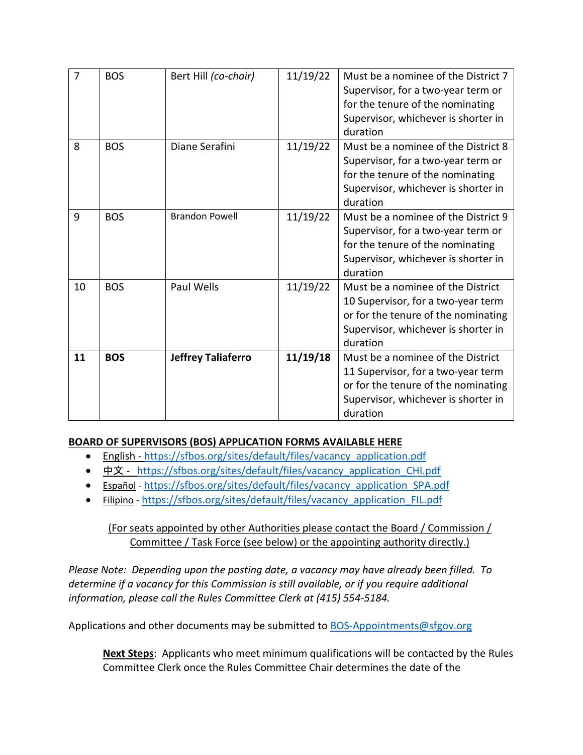| | | | | |
|---|---|---|---|---|
| 7 | BOS | Bert Hill *(co-chair)* | 11/19/22 | Must be a nominee of the District 7 Supervisor, for a two-year term or for the tenure of the nominating Supervisor, whichever is shorter in duration |
| 8 | BOS | Diane Serafini | 11/19/22 | Must be a nominee of the District 8 Supervisor, for a two-year term or for the tenure of the nominating Supervisor, whichever is shorter in duration |
| 9 | BOS | Brandon Powell | 11/19/22 | Must be a nominee of the District 9 Supervisor, for a two-year term or for the tenure of the nominating Supervisor, whichever is shorter in duration |
| 10 | BOS | Paul Wells | 11/19/22 | Must be a nominee of the District 10 Supervisor, for a two-year term or for the tenure of the nominating Supervisor, whichever is shorter in duration |
| **11** | **BOS** | **Jeffrey Taliaferro** | **11/19/18** | Must be a nominee of the District 11 Supervisor, for a two-year term or for the tenure of the nominating Supervisor, whichever is shorter in duration |

**BOARD OF SUPERVISORS (BOS) APPLICATION FORMS AVAILABLE HERE**

- English - https://sfbos.org/sites/default/files/vacancy_application.pdf
- 中文 - https://sfbos.org/sites/default/files/vacancy_application_CHI.pdf
- Español - https://sfbos.org/sites/default/files/vacancy_application_SPA.pdf
- Filipino - https://sfbos.org/sites/default/files/vacancy_application_FIL.pdf

(For seats appointed by other Authorities please contact the Board / Commission / Committee / Task Force (see below) or the appointing authority directly.)

*Please Note: Depending upon the posting date, a vacancy may have already been filled. To determine if a vacancy for this Commission is still available, or if you require additional information, please call the Rules Committee Clerk at (415) 554-5184.*

Applications and other documents may be submitted to BOS-Appointments@sfgov.org

**Next Steps**: Applicants who meet minimum qualifications will be contacted by the Rules Committee Clerk once the Rules Committee Chair determines the date of the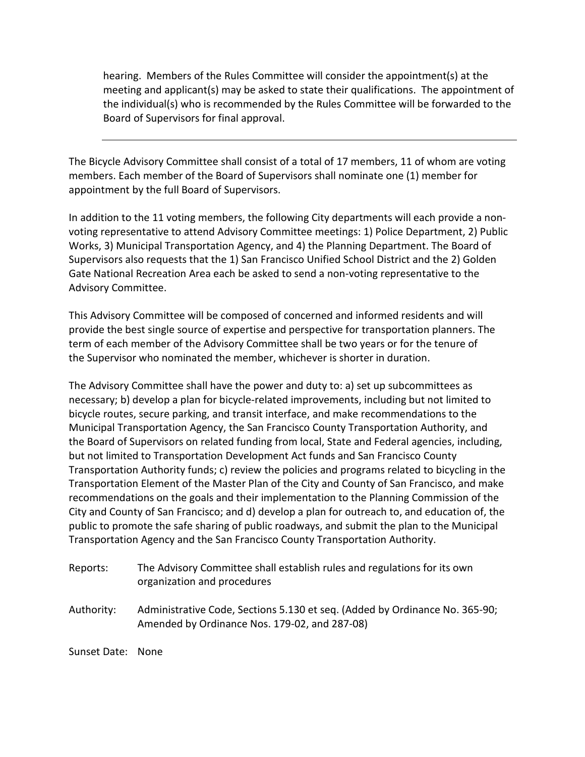hearing. Members of the Rules Committee will consider the appointment(s) at the meeting and applicant(s) may be asked to state their qualifications. The appointment of the individual(s) who is recommended by the Rules Committee will be forwarded to the Board of Supervisors for final approval.

---

The Bicycle Advisory Committee shall consist of a total of 17 members, 11 of whom are voting members. Each member of the Board of Supervisors shall nominate one (1) member for appointment by the full Board of Supervisors.

In addition to the 11 voting members, the following City departments will each provide a non-voting representative to attend Advisory Committee meetings: 1) Police Department, 2) Public Works, 3) Municipal Transportation Agency, and 4) the Planning Department. The Board of Supervisors also requests that the 1) San Francisco Unified School District and the 2) Golden Gate National Recreation Area each be asked to send a non-voting representative to the Advisory Committee.

This Advisory Committee will be composed of concerned and informed residents and will provide the best single source of expertise and perspective for transportation planners. The term of each member of the Advisory Committee shall be two years or for the tenure of the Supervisor who nominated the member, whichever is shorter in duration.

The Advisory Committee shall have the power and duty to: a) set up subcommittees as necessary; b) develop a plan for bicycle-related improvements, including but not limited to bicycle routes, secure parking, and transit interface, and make recommendations to the Municipal Transportation Agency, the San Francisco County Transportation Authority, and the Board of Supervisors on related funding from local, State and Federal agencies, including, but not limited to Transportation Development Act funds and San Francisco County Transportation Authority funds; c) review the policies and programs related to bicycling in the Transportation Element of the Master Plan of the City and County of San Francisco, and make recommendations on the goals and their implementation to the Planning Commission of the City and County of San Francisco; and d) develop a plan for outreach to, and education of, the public to promote the safe sharing of public roadways, and submit the plan to the Municipal Transportation Agency and the San Francisco County Transportation Authority.

Reports: The Advisory Committee shall establish rules and regulations for its own organization and procedures

Authority: Administrative Code, Sections 5.130 et seq. (Added by Ordinance No. 365-90; Amended by Ordinance Nos. 179-02, and 287-08)

Sunset Date: None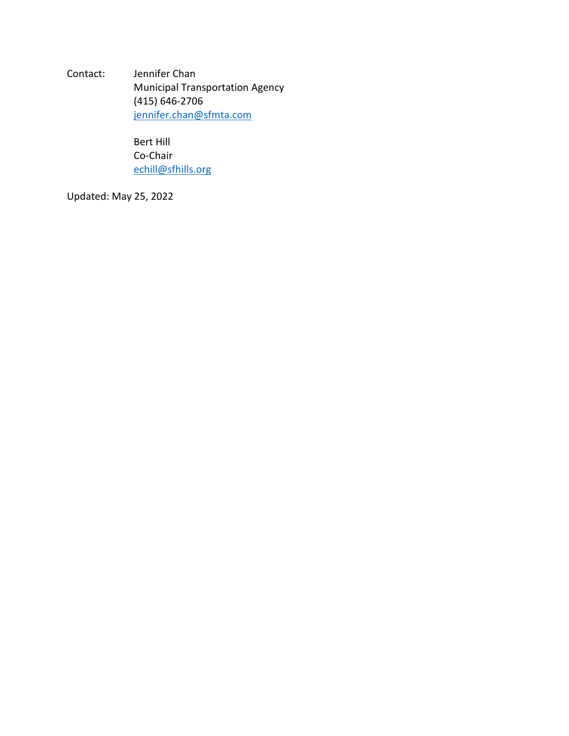Contact: Jennifer Chan
Municipal Transportation Agency
(415) 646-2706
jennifer.chan@sfmta.com

Bert Hill
Co-Chair
echill@sfhills.org

Updated: May 25, 2022